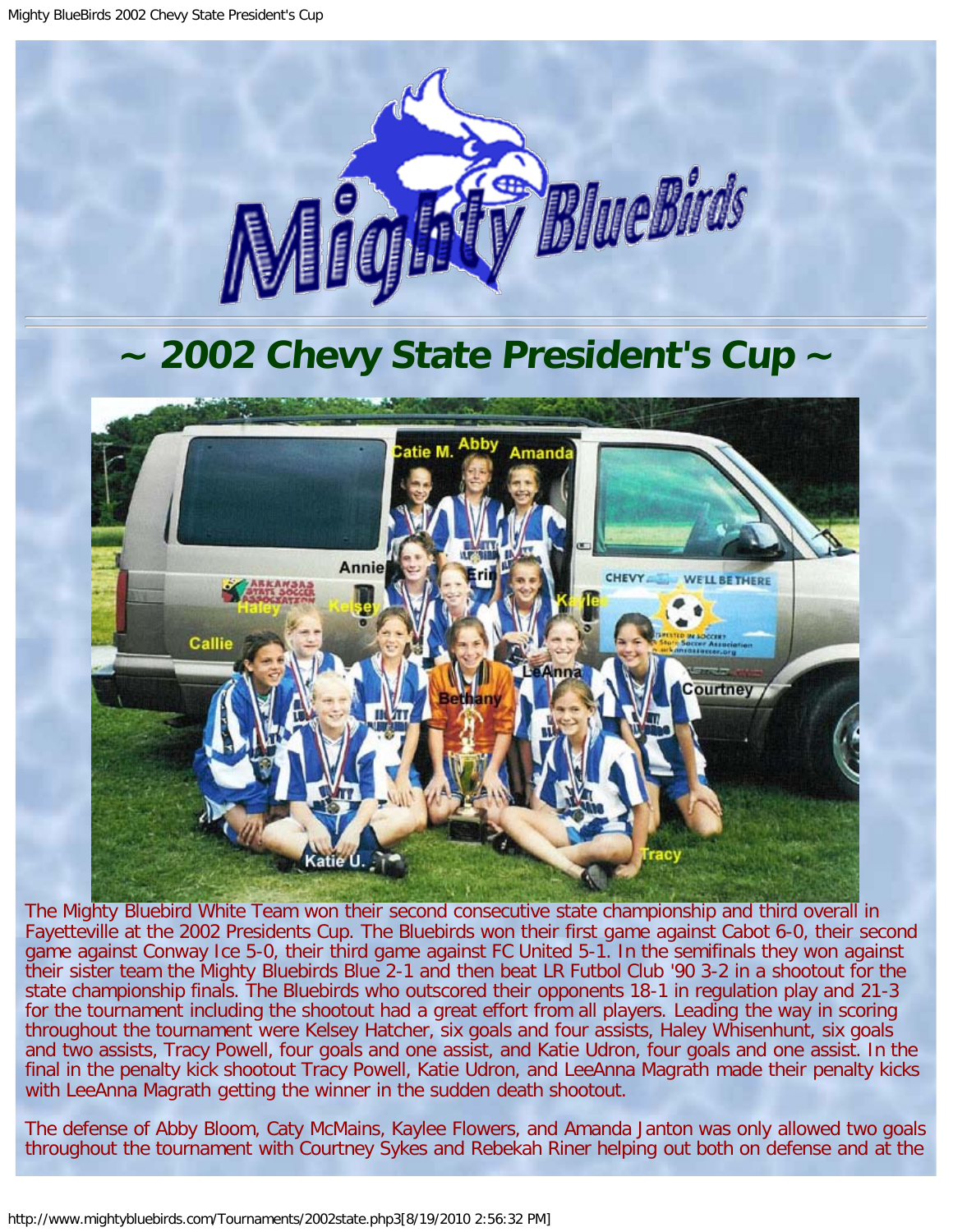# ~ 2002 Chevy State President's Cup ~

The Mighty Bluebird White Team won their second consecutive state championship and third overall in Fayetteville at the 2002 Presidents Cup. The Bluebirds won their first game against Cabot 6-0, their second game against Conway Ice 5-0, their third game against FC United 5-1. In the semifinals they won against their sister team the Mighty Bluebirds Blue 2-1 and then beat LR Futbol Club '90 3-2 in a shootout for the state championship finals. The Bluebirds who outscored their opponents 18-1 in regulation play and 21-3 for the tournament including the shootout had a great effort from all players. Leading the way in scoring throughout the tournament were Kelsey Hatcher, six goals and four assists, Haley Whisenhunt, six goals and two assists, Tracy Powell, four goals and one assist, and Katie Udron, four goals and one assist. In the final in the penalty kick shootout Tracy Powell, Katie Udron, and LeeAnna Magrath made their penalty kicks with LeeAnna Magrath getting the winner in the sudden death shootout.

The defense of Abby Bloom, Caty McMains, Kaylee Flowers, and Amanda Janton was only allowed two goals throughout the tournament with Courtney Sykes and Rebekah Riner helping out both on defense and at the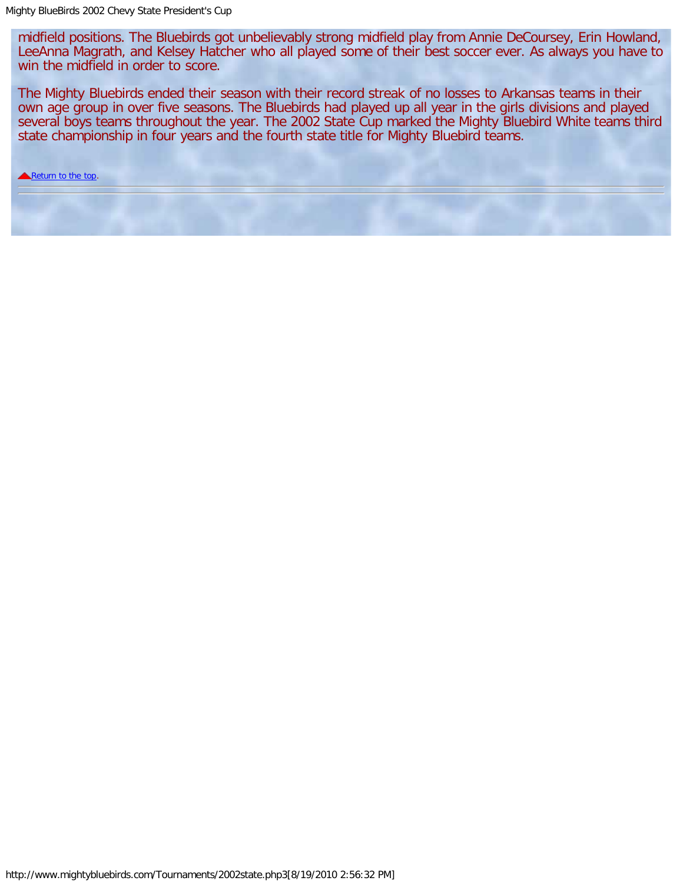midfield positions. The Bluebirds got unbelievably strong midfield play from Annie DeCoursey, Erin Howland, LeeAnna Magrath, and Kelsey Hatcher who all played some of their best soccer ever. As always you have to win the midfield in order to score.

The Mighty Bluebirds ended their season with their record streak of no losses to Arkansas teams in their own age group in over five seasons. The Bluebirds had played up all year in the girls divisions and played several boys teams throughout the year. The 2002 State Cup marked the Mighty Bluebird White teams third state championship in four years and the fourth state title for Mighty Bluebird teams.

Return to the top.

---

---